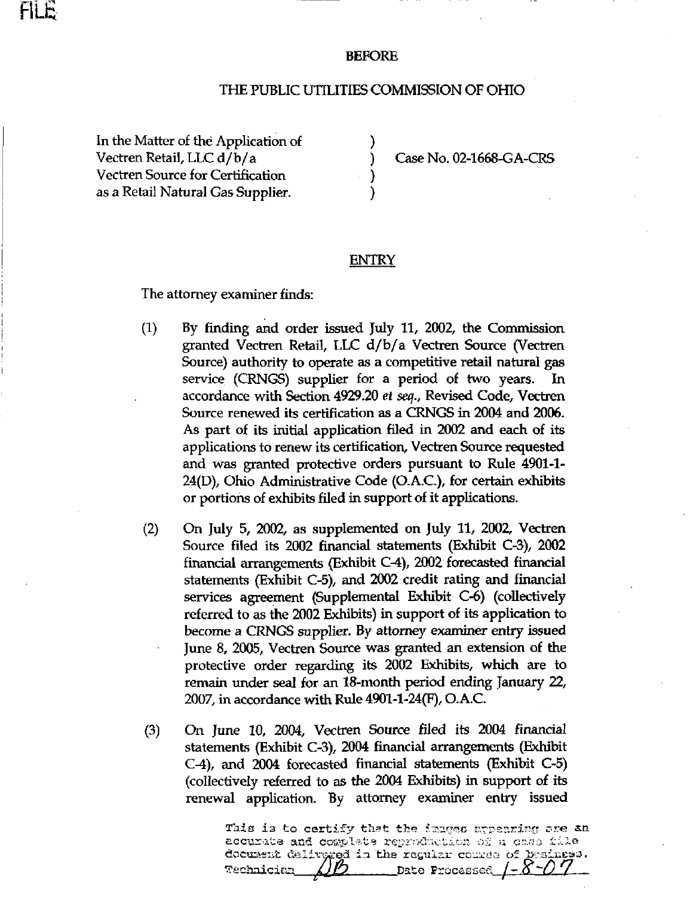FILE

BEFORE

THE PUBLIC UTILITIES COMMISSION OF OHIO

| | | |
|---|---|---|
| In the Matter of the Application of Vectren Retail, LLC d/b/a Vectren Source for Certification as a Retail Natural Gas Supplier. | ) ) ) ) | Case No. 02-1668-GA-CRS |

ENTRY

The attorney examiner finds:

(1) By finding and order issued July 11, 2002, the Commission granted Vectren Retail, LLC d/b/a Vectren Source (Vectren Source) authority to operate as a competitive retail natural gas service (CRNGS) supplier for a period of two years. In accordance with Section 4929.20 *et seq.*, Revised Code, Vectren Source renewed its certification as a CRNGS in 2004 and 2006. As part of its initial application filed in 2002 and each of its applications to renew its certification, Vectren Source requested and was granted protective orders pursuant to Rule 4901-1-24(D), Ohio Administrative Code (O.A.C.), for certain exhibits or portions of exhibits filed in support of it applications.

(2) On July 5, 2002, as supplemented on July 11, 2002, Vectren Source filed its 2002 financial statements (Exhibit C-3), 2002 financial arrangements (Exhibit C-4), 2002 forecasted financial statements (Exhibit C-5), and 2002 credit rating and financial services agreement (Supplemental Exhibit C-6) (collectively referred to as the 2002 Exhibits) in support of its application to become a CRNGS supplier. By attorney examiner entry issued June 8, 2005, Vectren Source was granted an extension of the protective order regarding its 2002 Exhibits, which are to remain under seal for an 18-month period ending January 22, 2007, in accordance with Rule 4901-1-24(F), O.A.C.

(3) On June 10, 2004, Vectren Source filed its 2004 financial statements (Exhibit C-3), 2004 financial arrangements (Exhibit C-4), and 2004 forecasted financial statements (Exhibit C-5) (collectively referred to as the 2004 Exhibits) in support of its renewal application. By attorney examiner entry issued

This is to certify that the images appearing are an accurate and complete reproduction of a case file document delivered in the regular course of business. Technician DB Date Processed 1-8-07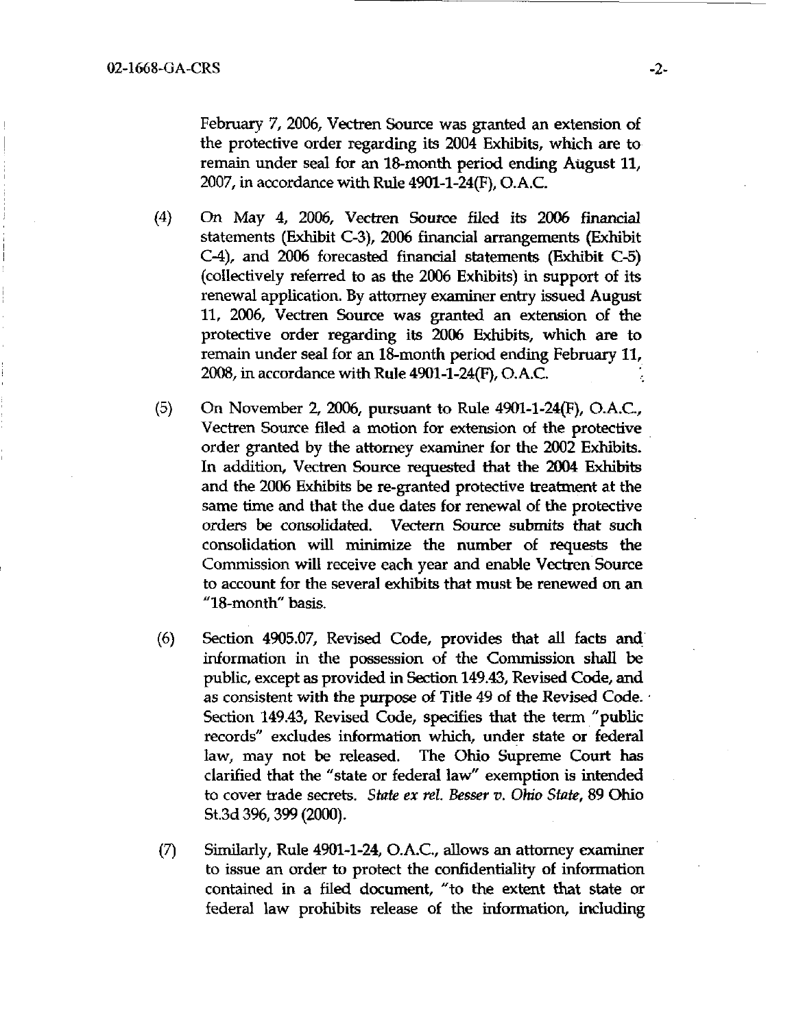February 7, 2006, Vectren Source was granted an extension of the protective order regarding its 2004 Exhibits, which are to remain under seal for an 18-month period ending August 11, 2007, in accordance with Rule 4901-1-24(F), O.A.C.

(4) On May 4, 2006, Vectren Source filed its 2006 financial statements (Exhibit C-3), 2006 financial arrangements (Exhibit C-4), and 2006 forecasted financial statements (Exhibit C-5) (collectively referred to as the 2006 Exhibits) in support of its renewal application. By attorney examiner entry issued August 11, 2006, Vectren Source was granted an extension of the protective order regarding its 2006 Exhibits, which are to remain under seal for an 18-month period ending February 11, 2008, in accordance with Rule 4901-1-24(F), O.A.C.

(5) On November 2, 2006, pursuant to Rule 4901-1-24(F), O.A.C., Vectren Source filed a motion for extension of the protective order granted by the attorney examiner for the 2002 Exhibits. In addition, Vectren Source requested that the 2004 Exhibits and the 2006 Exhibits be re-granted protective treatment at the same time and that the due dates for renewal of the protective orders be consolidated. Vectern Source submits that such consolidation will minimize the number of requests the Commission will receive each year and enable Vectren Source to account for the several exhibits that must be renewed on an "18-month" basis.

(6) Section 4905.07, Revised Code, provides that all facts and information in the possession of the Commission shall be public, except as provided in Section 149.43, Revised Code, and as consistent with the purpose of Title 49 of the Revised Code. Section 149.43, Revised Code, specifies that the term "public records" excludes information which, under state or federal law, may not be released. The Ohio Supreme Court has clarified that the "state or federal law" exemption is intended to cover trade secrets. *State ex rel. Besser v. Ohio State*, 89 Ohio St.3d 396, 399 (2000).

(7) Similarly, Rule 4901-1-24, O.A.C., allows an attorney examiner to issue an order to protect the confidentiality of information contained in a filed document, "to the extent that state or federal law prohibits release of the information, including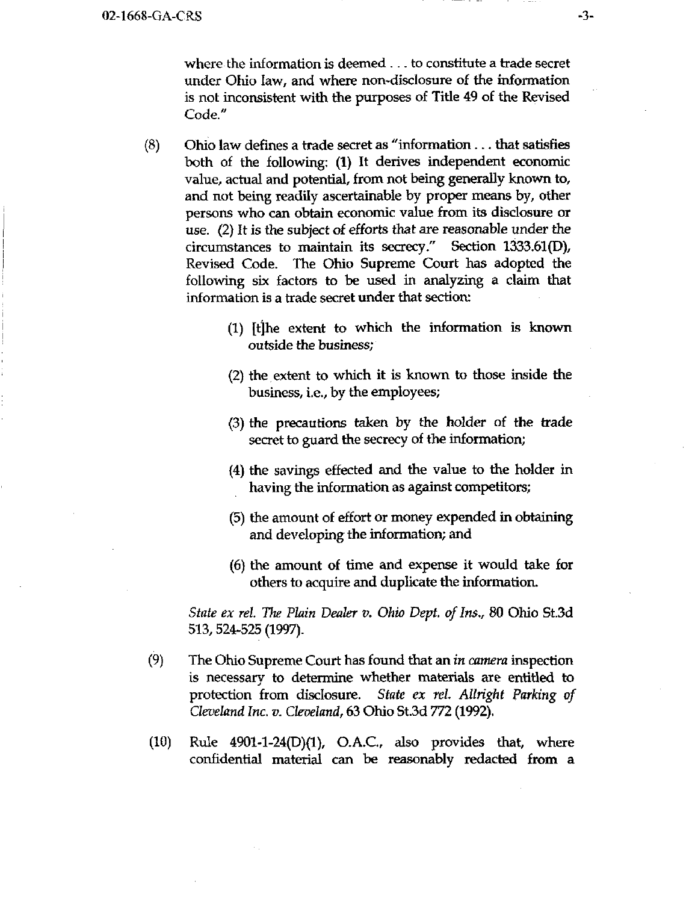where the information is deemed . . . to constitute a trade secret under Ohio law, and where non-disclosure of the information is not inconsistent with the purposes of Title 49 of the Revised Code."

(8) Ohio law defines a trade secret as "information . . . that satisfies both of the following: (1) It derives independent economic value, actual and potential, from not being generally known to, and not being readily ascertainable by proper means by, other persons who can obtain economic value from its disclosure or use. (2) It is the subject of efforts that are reasonable under the circumstances to maintain its secrecy." Section 1333.61(D), Revised Code. The Ohio Supreme Court has adopted the following six factors to be used in analyzing a claim that information is a trade secret under that section:

> (1) [t]he extent to which the information is known outside the business;
>
> (2) the extent to which it is known to those inside the business, i.e., by the employees;
>
> (3) the precautions taken by the holder of the trade secret to guard the secrecy of the information;
>
> (4) the savings effected and the value to the holder in having the information as against competitors;
>
> (5) the amount of effort or money expended in obtaining and developing the information; and
>
> (6) the amount of time and expense it would take for others to acquire and duplicate the information.

*State ex rel. The Plain Dealer v. Ohio Dept. of Ins.*, 80 Ohio St.3d 513, 524-525 (1997).

(9) The Ohio Supreme Court has found that an *in camera* inspection is necessary to determine whether materials are entitled to protection from disclosure. *State ex rel. Allright Parking of Cleveland Inc. v. Cleveland*, 63 Ohio St.3d 772 (1992).

(10) Rule 4901-1-24(D)(1), O.A.C., also provides that, where confidential material can be reasonably redacted from a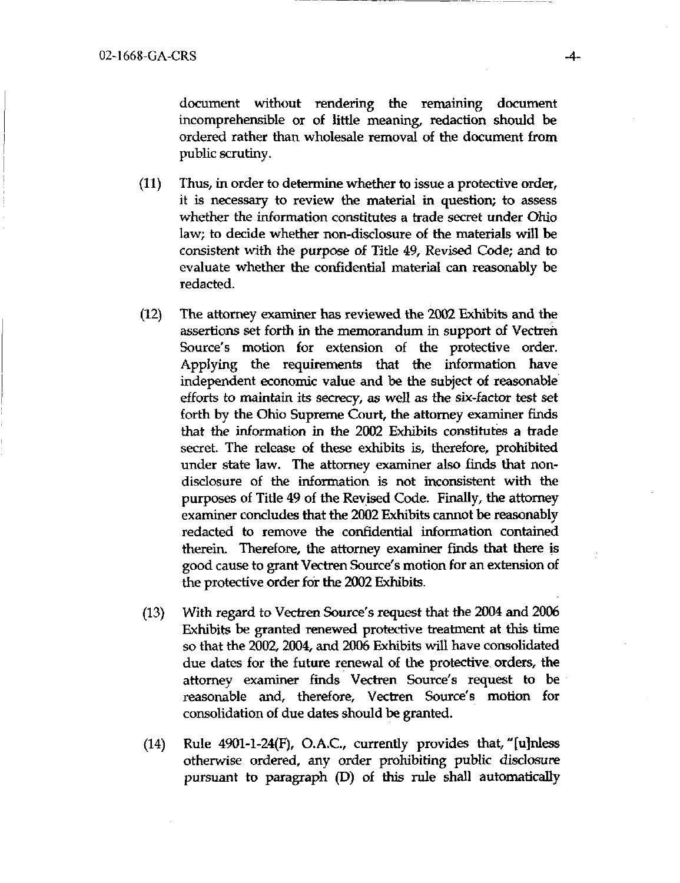document without rendering the remaining document incomprehensible or of little meaning, redaction should be ordered rather than wholesale removal of the document from public scrutiny.

(11) Thus, in order to determine whether to issue a protective order, it is necessary to review the material in question; to assess whether the information constitutes a trade secret under Ohio law; to decide whether non-disclosure of the materials will be consistent with the purpose of Title 49, Revised Code; and to evaluate whether the confidential material can reasonably be redacted.

(12) The attorney examiner has reviewed the 2002 Exhibits and the assertions set forth in the memorandum in support of Vectren Source's motion for extension of the protective order. Applying the requirements that the information have independent economic value and be the subject of reasonable efforts to maintain its secrecy, as well as the six-factor test set forth by the Ohio Supreme Court, the attorney examiner finds that the information in the 2002 Exhibits constitutes a trade secret. The release of these exhibits is, therefore, prohibited under state law. The attorney examiner also finds that non-disclosure of the information is not inconsistent with the purposes of Title 49 of the Revised Code. Finally, the attorney examiner concludes that the 2002 Exhibits cannot be reasonably redacted to remove the confidential information contained therein. Therefore, the attorney examiner finds that there is good cause to grant Vectren Source's motion for an extension of the protective order for the 2002 Exhibits.

(13) With regard to Vectren Source's request that the 2004 and 2006 Exhibits be granted renewed protective treatment at this time so that the 2002, 2004, and 2006 Exhibits will have consolidated due dates for the future renewal of the protective orders, the attorney examiner finds Vectren Source's request to be reasonable and, therefore, Vectren Source's motion for consolidation of due dates should be granted.

(14) Rule 4901-1-24(F), O.A.C., currently provides that, "[u]nless otherwise ordered, any order prohibiting public disclosure pursuant to paragraph (D) of this rule shall automatically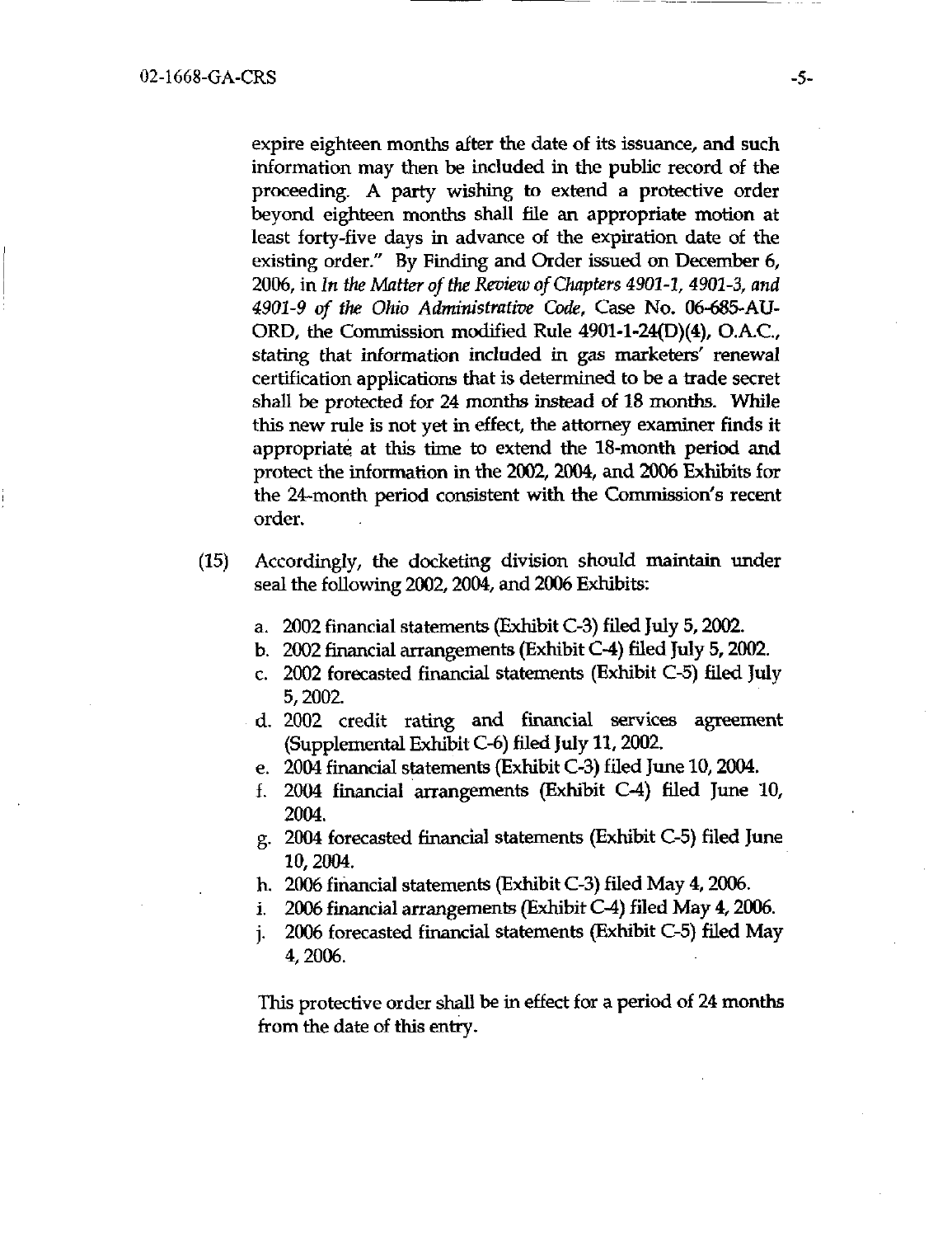expire eighteen months after the date of its issuance, and such information may then be included in the public record of the proceeding. A party wishing to extend a protective order beyond eighteen months shall file an appropriate motion at least forty-five days in advance of the expiration date of the existing order." By Finding and Order issued on December 6, 2006, in *In the Matter of the Review of Chapters 4901-1, 4901-3, and 4901-9 of the Ohio Administrative Code*, Case No. 06-685-AU-ORD, the Commission modified Rule 4901-1-24(D)(4), O.A.C., stating that information included in gas marketers' renewal certification applications that is determined to be a trade secret shall be protected for 24 months instead of 18 months. While this new rule is not yet in effect, the attorney examiner finds it appropriate at this time to extend the 18-month period and protect the information in the 2002, 2004, and 2006 Exhibits for the 24-month period consistent with the Commission's recent order.

(15) Accordingly, the docketing division should maintain under seal the following 2002, 2004, and 2006 Exhibits:

a. 2002 financial statements (Exhibit C-3) filed July 5, 2002.
b. 2002 financial arrangements (Exhibit C-4) filed July 5, 2002.
c. 2002 forecasted financial statements (Exhibit C-5) filed July 5, 2002.
d. 2002 credit rating and financial services agreement (Supplemental Exhibit C-6) filed July 11, 2002.
e. 2004 financial statements (Exhibit C-3) filed June 10, 2004.
f. 2004 financial arrangements (Exhibit C-4) filed June 10, 2004.
g. 2004 forecasted financial statements (Exhibit C-5) filed June 10, 2004.
h. 2006 financial statements (Exhibit C-3) filed May 4, 2006.
i. 2006 financial arrangements (Exhibit C-4) filed May 4, 2006.
j. 2006 forecasted financial statements (Exhibit C-5) filed May 4, 2006.

This protective order shall be in effect for a period of 24 months from the date of this entry.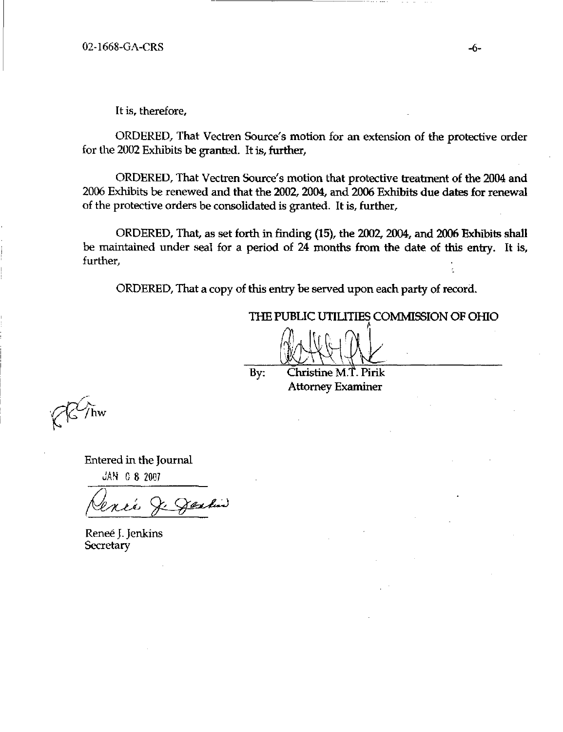It is, therefore,

ORDERED, That Vectren Source's motion for an extension of the protective order for the 2002 Exhibits be granted. It is, further,

ORDERED, That Vectren Source's motion that protective treatment of the 2004 and 2006 Exhibits be renewed and that the 2002, 2004, and 2006 Exhibits due dates for renewal of the protective orders be consolidated is granted. It is, further,

ORDERED, That, as set forth in finding (15), the 2002, 2004, and 2006 Exhibits shall be maintained under seal for a period of 24 months from the date of this entry. It is, further,

ORDERED, That a copy of this entry be served upon each party of record.

THE PUBLIC UTILITIES COMMISSION OF OHIO

By: Christine M.T. Pirik
Attorney Examiner

/hw

Entered in the Journal

JAN 0 8 2007

Reneé J. Jenkins
Secretary